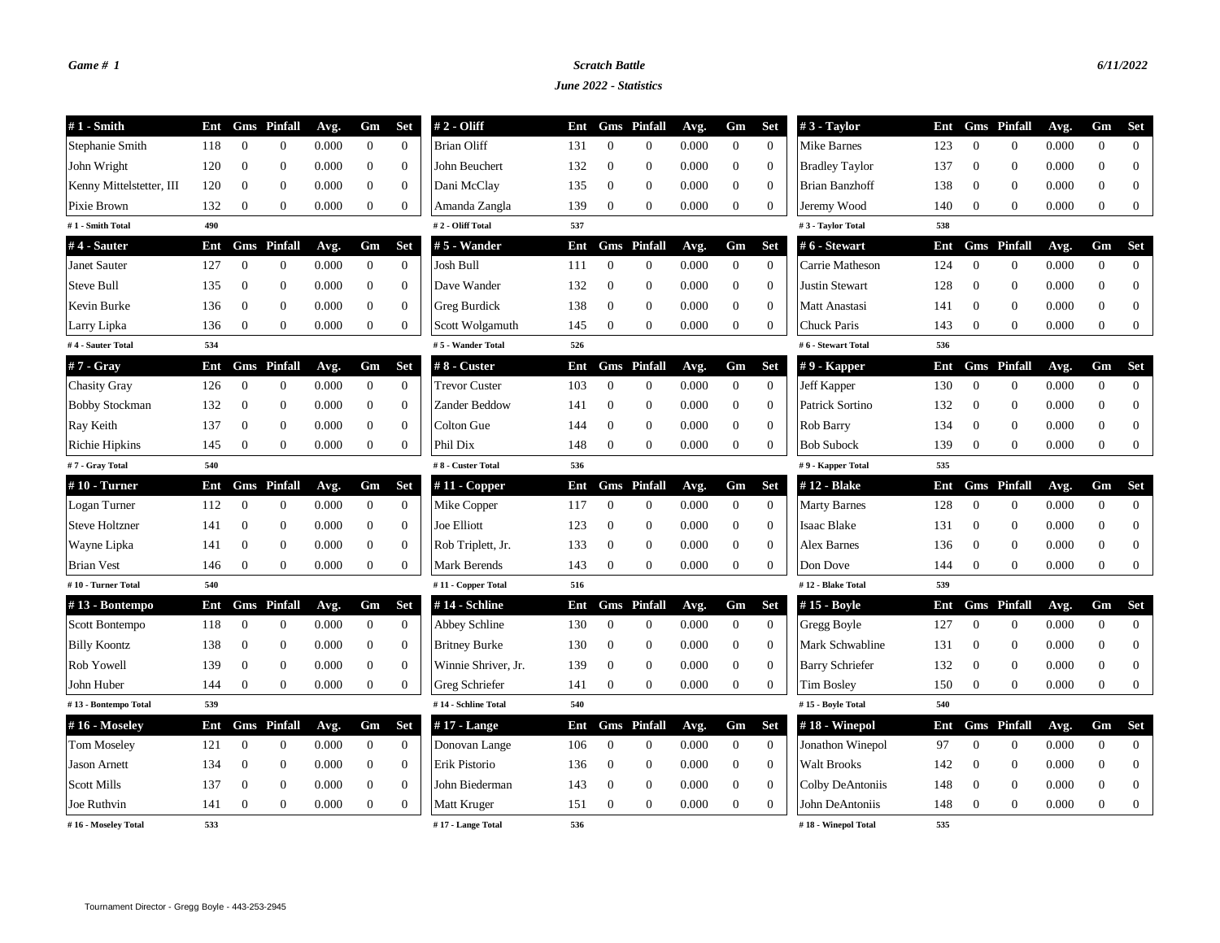*Game # 1*

*Scratch Battle*

*June 2022 - Statistics*

*6/11/2022*

| # 1 - Smith | Ent | Gms | Pinfall | Avg. | Gm | Set |
|---|---|---|---|---|---|---|
| Stephanie Smith | 118 | 0 | 0 | 0.000 | 0 | 0 |
| John Wright | 120 | 0 | 0 | 0.000 | 0 | 0 |
| Kenny Mittelstetter, III | 120 | 0 | 0 | 0.000 | 0 | 0 |
| Pixie Brown | 132 | 0 | 0 | 0.000 | 0 | 0 |
| # 1 - Smith Total | 490 | | | | | |

| # 2 - Oliff | Ent | Gms | Pinfall | Avg. | Gm | Set |
|---|---|---|---|---|---|---|
| Brian Oliff | 131 | 0 | 0 | 0.000 | 0 | 0 |
| John Beuchert | 132 | 0 | 0 | 0.000 | 0 | 0 |
| Dani McClay | 135 | 0 | 0 | 0.000 | 0 | 0 |
| Amanda Zangla | 139 | 0 | 0 | 0.000 | 0 | 0 |
| # 2 - Oliff Total | 537 | | | | | |

| # 3 - Taylor | Ent | Gms | Pinfall | Avg. | Gm | Set |
|---|---|---|---|---|---|---|
| Mike Barnes | 123 | 0 | 0 | 0.000 | 0 | 0 |
| Bradley Taylor | 137 | 0 | 0 | 0.000 | 0 | 0 |
| Brian Banzhoff | 138 | 0 | 0 | 0.000 | 0 | 0 |
| Jeremy Wood | 140 | 0 | 0 | 0.000 | 0 | 0 |
| # 3 - Taylor Total | 538 | | | | | |

| # 4 - Sauter | Ent | Gms | Pinfall | Avg. | Gm | Set |
|---|---|---|---|---|---|---|
| Janet Sauter | 127 | 0 | 0 | 0.000 | 0 | 0 |
| Steve Bull | 135 | 0 | 0 | 0.000 | 0 | 0 |
| Kevin Burke | 136 | 0 | 0 | 0.000 | 0 | 0 |
| Larry Lipka | 136 | 0 | 0 | 0.000 | 0 | 0 |
| # 4 - Sauter Total | 534 | | | | | |

| # 5 - Wander | Ent | Gms | Pinfall | Avg. | Gm | Set |
|---|---|---|---|---|---|---|
| Josh Bull | 111 | 0 | 0 | 0.000 | 0 | 0 |
| Dave Wander | 132 | 0 | 0 | 0.000 | 0 | 0 |
| Greg Burdick | 138 | 0 | 0 | 0.000 | 0 | 0 |
| Scott Wolgamuth | 145 | 0 | 0 | 0.000 | 0 | 0 |
| # 5 - Wander Total | 526 | | | | | |

| # 6 - Stewart | Ent | Gms | Pinfall | Avg. | Gm | Set |
|---|---|---|---|---|---|---|
| Carrie Matheson | 124 | 0 | 0 | 0.000 | 0 | 0 |
| Justin Stewart | 128 | 0 | 0 | 0.000 | 0 | 0 |
| Matt Anastasi | 141 | 0 | 0 | 0.000 | 0 | 0 |
| Chuck Paris | 143 | 0 | 0 | 0.000 | 0 | 0 |
| # 6 - Stewart Total | 536 | | | | | |

| # 7 - Gray | Ent | Gms | Pinfall | Avg. | Gm | Set |
|---|---|---|---|---|---|---|
| Chasity Gray | 126 | 0 | 0 | 0.000 | 0 | 0 |
| Bobby Stockman | 132 | 0 | 0 | 0.000 | 0 | 0 |
| Ray Keith | 137 | 0 | 0 | 0.000 | 0 | 0 |
| Richie Hipkins | 145 | 0 | 0 | 0.000 | 0 | 0 |
| # 7 - Gray Total | 540 | | | | | |

| # 8 - Custer | Ent | Gms | Pinfall | Avg. | Gm | Set |
|---|---|---|---|---|---|---|
| Trevor Custer | 103 | 0 | 0 | 0.000 | 0 | 0 |
| Zander Beddow | 141 | 0 | 0 | 0.000 | 0 | 0 |
| Colton Gue | 144 | 0 | 0 | 0.000 | 0 | 0 |
| Phil Dix | 148 | 0 | 0 | 0.000 | 0 | 0 |
| # 8 - Custer Total | 536 | | | | | |

| # 9 - Kapper | Ent | Gms | Pinfall | Avg. | Gm | Set |
|---|---|---|---|---|---|---|
| Jeff Kapper | 130 | 0 | 0 | 0.000 | 0 | 0 |
| Patrick Sortino | 132 | 0 | 0 | 0.000 | 0 | 0 |
| Rob Barry | 134 | 0 | 0 | 0.000 | 0 | 0 |
| Bob Subock | 139 | 0 | 0 | 0.000 | 0 | 0 |
| # 9 - Kapper Total | 535 | | | | | |

| # 10 - Turner | Ent | Gms | Pinfall | Avg. | Gm | Set |
|---|---|---|---|---|---|---|
| Logan Turner | 112 | 0 | 0 | 0.000 | 0 | 0 |
| Steve Holtzner | 141 | 0 | 0 | 0.000 | 0 | 0 |
| Wayne Lipka | 141 | 0 | 0 | 0.000 | 0 | 0 |
| Brian Vest | 146 | 0 | 0 | 0.000 | 0 | 0 |
| # 10 - Turner Total | 540 | | | | | |

| # 11 - Copper | Ent | Gms | Pinfall | Avg. | Gm | Set |
|---|---|---|---|---|---|---|
| Mike Copper | 117 | 0 | 0 | 0.000 | 0 | 0 |
| Joe Elliott | 123 | 0 | 0 | 0.000 | 0 | 0 |
| Rob Triplett, Jr. | 133 | 0 | 0 | 0.000 | 0 | 0 |
| Mark Berends | 143 | 0 | 0 | 0.000 | 0 | 0 |
| # 11 - Copper Total | 516 | | | | | |

| # 12 - Blake | Ent | Gms | Pinfall | Avg. | Gm | Set |
|---|---|---|---|---|---|---|
| Marty Barnes | 128 | 0 | 0 | 0.000 | 0 | 0 |
| Isaac Blake | 131 | 0 | 0 | 0.000 | 0 | 0 |
| Alex Barnes | 136 | 0 | 0 | 0.000 | 0 | 0 |
| Don Dove | 144 | 0 | 0 | 0.000 | 0 | 0 |
| # 12 - Blake Total | 539 | | | | | |

| # 13 - Bontempo | Ent | Gms | Pinfall | Avg. | Gm | Set |
|---|---|---|---|---|---|---|
| Scott Bontempo | 118 | 0 | 0 | 0.000 | 0 | 0 |
| Billy Koontz | 138 | 0 | 0 | 0.000 | 0 | 0 |
| Rob Yowell | 139 | 0 | 0 | 0.000 | 0 | 0 |
| John Huber | 144 | 0 | 0 | 0.000 | 0 | 0 |
| # 13 - Bontempo Total | 539 | | | | | |

| # 14 - Schline | Ent | Gms | Pinfall | Avg. | Gm | Set |
|---|---|---|---|---|---|---|
| Abbey Schline | 130 | 0 | 0 | 0.000 | 0 | 0 |
| Britney Burke | 130 | 0 | 0 | 0.000 | 0 | 0 |
| Winnie Shriver, Jr. | 139 | 0 | 0 | 0.000 | 0 | 0 |
| Greg Schriefer | 141 | 0 | 0 | 0.000 | 0 | 0 |
| # 14 - Schline Total | 540 | | | | | |

| # 15 - Boyle | Ent | Gms | Pinfall | Avg. | Gm | Set |
|---|---|---|---|---|---|---|
| Gregg Boyle | 127 | 0 | 0 | 0.000 | 0 | 0 |
| Mark Schwabline | 131 | 0 | 0 | 0.000 | 0 | 0 |
| Barry Schriefer | 132 | 0 | 0 | 0.000 | 0 | 0 |
| Tim Bosley | 150 | 0 | 0 | 0.000 | 0 | 0 |
| # 15 - Boyle Total | 540 | | | | | |

| # 16 - Moseley | Ent | Gms | Pinfall | Avg. | Gm | Set |
|---|---|---|---|---|---|---|
| Tom Moseley | 121 | 0 | 0 | 0.000 | 0 | 0 |
| Jason Arnett | 134 | 0 | 0 | 0.000 | 0 | 0 |
| Scott Mills | 137 | 0 | 0 | 0.000 | 0 | 0 |
| Joe Ruthvin | 141 | 0 | 0 | 0.000 | 0 | 0 |
| # 16 - Moseley Total | 533 | | | | | |

| # 17 - Lange | Ent | Gms | Pinfall | Avg. | Gm | Set |
|---|---|---|---|---|---|---|
| Donovan Lange | 106 | 0 | 0 | 0.000 | 0 | 0 |
| Erik Pistorio | 136 | 0 | 0 | 0.000 | 0 | 0 |
| John Biederman | 143 | 0 | 0 | 0.000 | 0 | 0 |
| Matt Kruger | 151 | 0 | 0 | 0.000 | 0 | 0 |
| # 17 - Lange Total | 536 | | | | | |

| # 18 - Winepol | Ent | Gms | Pinfall | Avg. | Gm | Set |
|---|---|---|---|---|---|---|
| Jonathon Winepol | 97 | 0 | 0 | 0.000 | 0 | 0 |
| Walt Brooks | 142 | 0 | 0 | 0.000 | 0 | 0 |
| Colby DeAntoniis | 148 | 0 | 0 | 0.000 | 0 | 0 |
| John DeAntoniis | 148 | 0 | 0 | 0.000 | 0 | 0 |
| # 18 - Winepol Total | 535 | | | | | |

Tournament Director - Gregg Boyle - 443-253-2945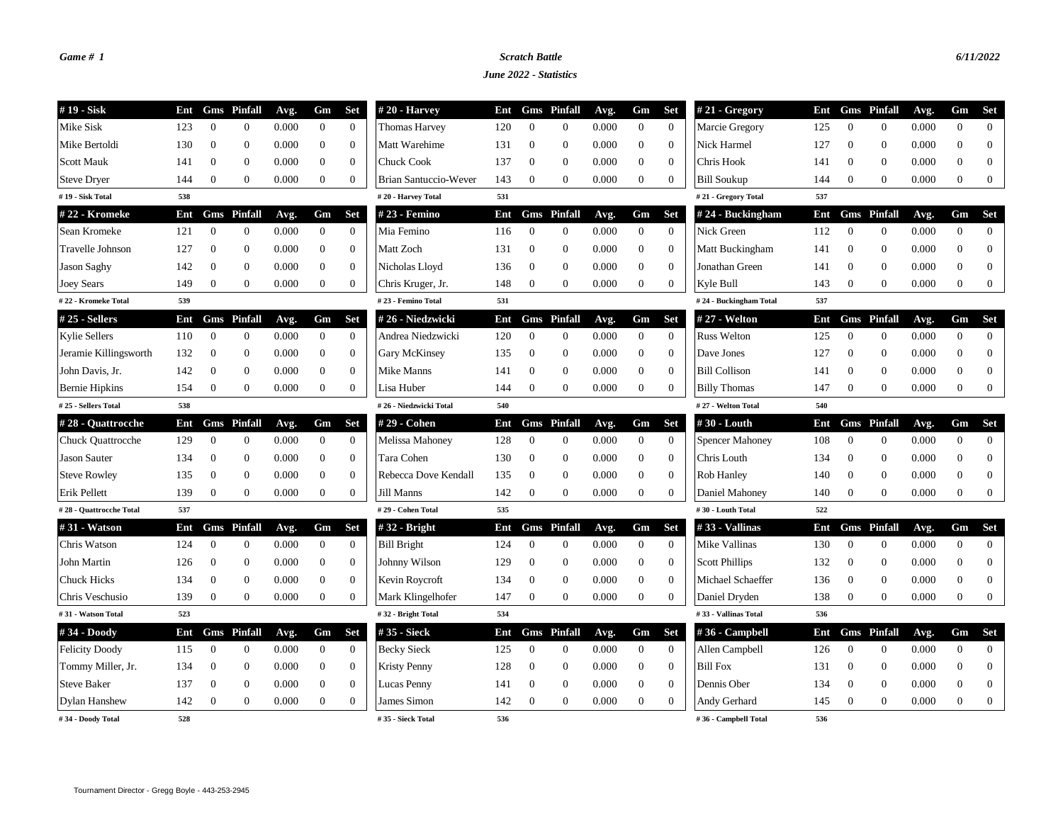*Game # 1* *Scratch Battle* *6/11/2022*

*June 2022 - Statistics*

| # 19 - Sisk | Ent | Gms | Pinfall | Avg. | Gm | Set |
|---|---|---|---|---|---|---|
| Mike Sisk | 123 | 0 | 0 | 0.000 | 0 | 0 |
| Mike Bertoldi | 130 | 0 | 0 | 0.000 | 0 | 0 |
| Scott Mauk | 141 | 0 | 0 | 0.000 | 0 | 0 |
| Steve Dryer | 144 | 0 | 0 | 0.000 | 0 | 0 |
| # 19 - Sisk Total | 538 | | | | | |

| # 20 - Harvey | Ent | Gms | Pinfall | Avg. | Gm | Set |
|---|---|---|---|---|---|---|
| Thomas Harvey | 120 | 0 | 0 | 0.000 | 0 | 0 |
| Matt Warehime | 131 | 0 | 0 | 0.000 | 0 | 0 |
| Chuck Cook | 137 | 0 | 0 | 0.000 | 0 | 0 |
| Brian Santuccio-Wever | 143 | 0 | 0 | 0.000 | 0 | 0 |
| # 20 - Harvey Total | 531 | | | | | |

| # 21 - Gregory | Ent | Gms | Pinfall | Avg. | Gm | Set |
|---|---|---|---|---|---|---|
| Marcie Gregory | 125 | 0 | 0 | 0.000 | 0 | 0 |
| Nick Harmel | 127 | 0 | 0 | 0.000 | 0 | 0 |
| Chris Hook | 141 | 0 | 0 | 0.000 | 0 | 0 |
| Bill Soukup | 144 | 0 | 0 | 0.000 | 0 | 0 |
| # 21 - Gregory Total | 537 | | | | | |

| # 22 - Kromeke | Ent | Gms | Pinfall | Avg. | Gm | Set |
|---|---|---|---|---|---|---|
| Sean Kromeke | 121 | 0 | 0 | 0.000 | 0 | 0 |
| Travelle Johnson | 127 | 0 | 0 | 0.000 | 0 | 0 |
| Jason Saghy | 142 | 0 | 0 | 0.000 | 0 | 0 |
| Joey Sears | 149 | 0 | 0 | 0.000 | 0 | 0 |
| # 22 - Kromeke Total | 539 | | | | | |

| # 23 - Femino | Ent | Gms | Pinfall | Avg. | Gm | Set |
|---|---|---|---|---|---|---|
| Mia Femino | 116 | 0 | 0 | 0.000 | 0 | 0 |
| Matt Zoch | 131 | 0 | 0 | 0.000 | 0 | 0 |
| Nicholas Lloyd | 136 | 0 | 0 | 0.000 | 0 | 0 |
| Chris Kruger, Jr. | 148 | 0 | 0 | 0.000 | 0 | 0 |
| # 23 - Femino Total | 531 | | | | | |

| # 24 - Buckingham | Ent | Gms | Pinfall | Avg. | Gm | Set |
|---|---|---|---|---|---|---|
| Nick Green | 112 | 0 | 0 | 0.000 | 0 | 0 |
| Matt Buckingham | 141 | 0 | 0 | 0.000 | 0 | 0 |
| Jonathan Green | 141 | 0 | 0 | 0.000 | 0 | 0 |
| Kyle Bull | 143 | 0 | 0 | 0.000 | 0 | 0 |
| # 24 - Buckingham Total | 537 | | | | | |

| # 25 - Sellers | Ent | Gms | Pinfall | Avg. | Gm | Set |
|---|---|---|---|---|---|---|
| Kylie Sellers | 110 | 0 | 0 | 0.000 | 0 | 0 |
| Jeramie Killingsworth | 132 | 0 | 0 | 0.000 | 0 | 0 |
| John Davis, Jr. | 142 | 0 | 0 | 0.000 | 0 | 0 |
| Bernie Hipkins | 154 | 0 | 0 | 0.000 | 0 | 0 |
| # 25 - Sellers Total | 538 | | | | | |

| # 26 - Niedzwicki | Ent | Gms | Pinfall | Avg. | Gm | Set |
|---|---|---|---|---|---|---|
| Andrea Niedzwicki | 120 | 0 | 0 | 0.000 | 0 | 0 |
| Gary McKinsey | 135 | 0 | 0 | 0.000 | 0 | 0 |
| Mike Manns | 141 | 0 | 0 | 0.000 | 0 | 0 |
| Lisa Huber | 144 | 0 | 0 | 0.000 | 0 | 0 |
| # 26 - Niedzwicki Total | 540 | | | | | |

| # 27 - Welton | Ent | Gms | Pinfall | Avg. | Gm | Set |
|---|---|---|---|---|---|---|
| Russ Welton | 125 | 0 | 0 | 0.000 | 0 | 0 |
| Dave Jones | 127 | 0 | 0 | 0.000 | 0 | 0 |
| Bill Collison | 141 | 0 | 0 | 0.000 | 0 | 0 |
| Billy Thomas | 147 | 0 | 0 | 0.000 | 0 | 0 |
| # 27 - Welton Total | 540 | | | | | |

| # 28 - Quattrocche | Ent | Gms | Pinfall | Avg. | Gm | Set |
|---|---|---|---|---|---|---|
| Chuck Quattrocche | 129 | 0 | 0 | 0.000 | 0 | 0 |
| Jason Sauter | 134 | 0 | 0 | 0.000 | 0 | 0 |
| Steve Rowley | 135 | 0 | 0 | 0.000 | 0 | 0 |
| Erik Pellett | 139 | 0 | 0 | 0.000 | 0 | 0 |
| # 28 - Quattrocche Total | 537 | | | | | |

| # 29 - Cohen | Ent | Gms | Pinfall | Avg. | Gm | Set |
|---|---|---|---|---|---|---|
| Melissa Mahoney | 128 | 0 | 0 | 0.000 | 0 | 0 |
| Tara Cohen | 130 | 0 | 0 | 0.000 | 0 | 0 |
| Rebecca Dove Kendall | 135 | 0 | 0 | 0.000 | 0 | 0 |
| Jill Manns | 142 | 0 | 0 | 0.000 | 0 | 0 |
| # 29 - Cohen Total | 535 | | | | | |

| # 30 - Louth | Ent | Gms | Pinfall | Avg. | Gm | Set |
|---|---|---|---|---|---|---|
| Spencer Mahoney | 108 | 0 | 0 | 0.000 | 0 | 0 |
| Chris Louth | 134 | 0 | 0 | 0.000 | 0 | 0 |
| Rob Hanley | 140 | 0 | 0 | 0.000 | 0 | 0 |
| Daniel Mahoney | 140 | 0 | 0 | 0.000 | 0 | 0 |
| # 30 - Louth Total | 522 | | | | | |

| # 31 - Watson | Ent | Gms | Pinfall | Avg. | Gm | Set |
|---|---|---|---|---|---|---|
| Chris Watson | 124 | 0 | 0 | 0.000 | 0 | 0 |
| John Martin | 126 | 0 | 0 | 0.000 | 0 | 0 |
| Chuck Hicks | 134 | 0 | 0 | 0.000 | 0 | 0 |
| Chris Veschusio | 139 | 0 | 0 | 0.000 | 0 | 0 |
| # 31 - Watson Total | 523 | | | | | |

| # 32 - Bright | Ent | Gms | Pinfall | Avg. | Gm | Set |
|---|---|---|---|---|---|---|
| Bill Bright | 124 | 0 | 0 | 0.000 | 0 | 0 |
| Johnny Wilson | 129 | 0 | 0 | 0.000 | 0 | 0 |
| Kevin Roycroft | 134 | 0 | 0 | 0.000 | 0 | 0 |
| Mark Klingelhofer | 147 | 0 | 0 | 0.000 | 0 | 0 |
| # 32 - Bright Total | 534 | | | | | |

| # 33 - Vallinas | Ent | Gms | Pinfall | Avg. | Gm | Set |
|---|---|---|---|---|---|---|
| Mike Vallinas | 130 | 0 | 0 | 0.000 | 0 | 0 |
| Scott Phillips | 132 | 0 | 0 | 0.000 | 0 | 0 |
| Michael Schaeffer | 136 | 0 | 0 | 0.000 | 0 | 0 |
| Daniel Dryden | 138 | 0 | 0 | 0.000 | 0 | 0 |
| # 33 - Vallinas Total | 536 | | | | | |

| # 34 - Doody | Ent | Gms | Pinfall | Avg. | Gm | Set |
|---|---|---|---|---|---|---|
| Felicity Doody | 115 | 0 | 0 | 0.000 | 0 | 0 |
| Tommy Miller, Jr. | 134 | 0 | 0 | 0.000 | 0 | 0 |
| Steve Baker | 137 | 0 | 0 | 0.000 | 0 | 0 |
| Dylan Hanshew | 142 | 0 | 0 | 0.000 | 0 | 0 |
| # 34 - Doody Total | 528 | | | | | |

| # 35 - Sieck | Ent | Gms | Pinfall | Avg. | Gm | Set |
|---|---|---|---|---|---|---|
| Becky Sieck | 125 | 0 | 0 | 0.000 | 0 | 0 |
| Kristy Penny | 128 | 0 | 0 | 0.000 | 0 | 0 |
| Lucas Penny | 141 | 0 | 0 | 0.000 | 0 | 0 |
| James Simon | 142 | 0 | 0 | 0.000 | 0 | 0 |
| # 35 - Sieck Total | 536 | | | | | |

| # 36 - Campbell | Ent | Gms | Pinfall | Avg. | Gm | Set |
|---|---|---|---|---|---|---|
| Allen Campbell | 126 | 0 | 0 | 0.000 | 0 | 0 |
| Bill Fox | 131 | 0 | 0 | 0.000 | 0 | 0 |
| Dennis Ober | 134 | 0 | 0 | 0.000 | 0 | 0 |
| Andy Gerhard | 145 | 0 | 0 | 0.000 | 0 | 0 |
| # 36 - Campbell Total | 536 | | | | | |

Tournament Director - Gregg Boyle - 443-253-2945